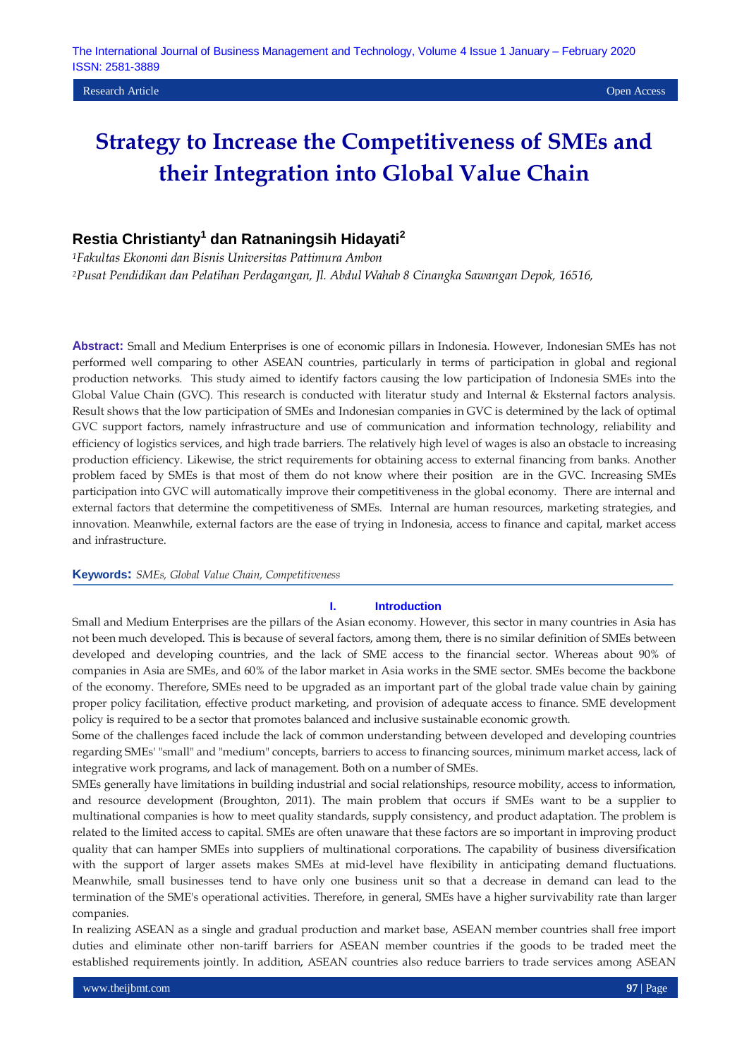# Strategy to Increase the Competitiveness of SMEs and their Integration into Global Value Chain

**Restia Christianty[1] dan Ratnaningsih Hidayati[2]**

[1]*Fakultas Ekonomi dan Bisnis Universitas Pattimura Ambon*

[2]*Pusat Pendidikan dan Pelatihan Perdagangan, Jl. Abdul Wahab 8 Cinangka Sawangan Depok, 16516,*

**Abstract:** Small and Medium Enterprises is one of economic pillars in Indonesia. However, Indonesian SMEs has not performed well comparing to other ASEAN countries, particularly in terms of participation in global and regional production networks. This study aimed to identify factors causing the low participation of Indonesia SMEs into the Global Value Chain (GVC). This research is conducted with literatur study and Internal & Eksternal factors analysis. Result shows that the low participation of SMEs and Indonesian companies in GVC is determined by the lack of optimal GVC support factors, namely infrastructure and use of communication and information technology, reliability and efficiency of logistics services, and high trade barriers. The relatively high level of wages is also an obstacle to increasing production efficiency. Likewise, the strict requirements for obtaining access to external financing from banks. Another problem faced by SMEs is that most of them do not know where their position are in the GVC. Increasing SMEs participation into GVC will automatically improve their competitiveness in the global economy. There are internal and external factors that determine the competitiveness of SMEs. Internal are human resources, marketing strategies, and innovation. Meanwhile, external factors are the ease of trying in Indonesia, access to finance and capital, market access and infrastructure.

**Keywords:** *SMEs, Global Value Chain, Competitiveness*

## I. Introduction

Small and Medium Enterprises are the pillars of the Asian economy. However, this sector in many countries in Asia has not been much developed. This is because of several factors, among them, there is no similar definition of SMEs between developed and developing countries, and the lack of SME access to the financial sector. Whereas about 90% of companies in Asia are SMEs, and 60% of the labor market in Asia works in the SME sector. SMEs become the backbone of the economy. Therefore, SMEs need to be upgraded as an important part of the global trade value chain by gaining proper policy facilitation, effective product marketing, and provision of adequate access to finance. SME development policy is required to be a sector that promotes balanced and inclusive sustainable economic growth.

Some of the challenges faced include the lack of common understanding between developed and developing countries regarding SMEs' "small" and "medium" concepts, barriers to access to financing sources, minimum market access, lack of integrative work programs, and lack of management. Both on a number of SMEs.

SMEs generally have limitations in building industrial and social relationships, resource mobility, access to information, and resource development (Broughton, 2011). The main problem that occurs if SMEs want to be a supplier to multinational companies is how to meet quality standards, supply consistency, and product adaptation. The problem is related to the limited access to capital. SMEs are often unaware that these factors are so important in improving product quality that can hamper SMEs into suppliers of multinational corporations. The capability of business diversification with the support of larger assets makes SMEs at mid-level have flexibility in anticipating demand fluctuations. Meanwhile, small businesses tend to have only one business unit so that a decrease in demand can lead to the termination of the SME's operational activities. Therefore, in general, SMEs have a higher survivability rate than larger companies.

In realizing ASEAN as a single and gradual production and market base, ASEAN member countries shall free import duties and eliminate other non-tariff barriers for ASEAN member countries if the goods to be traded meet the established requirements jointly. In addition, ASEAN countries also reduce barriers to trade services among ASEAN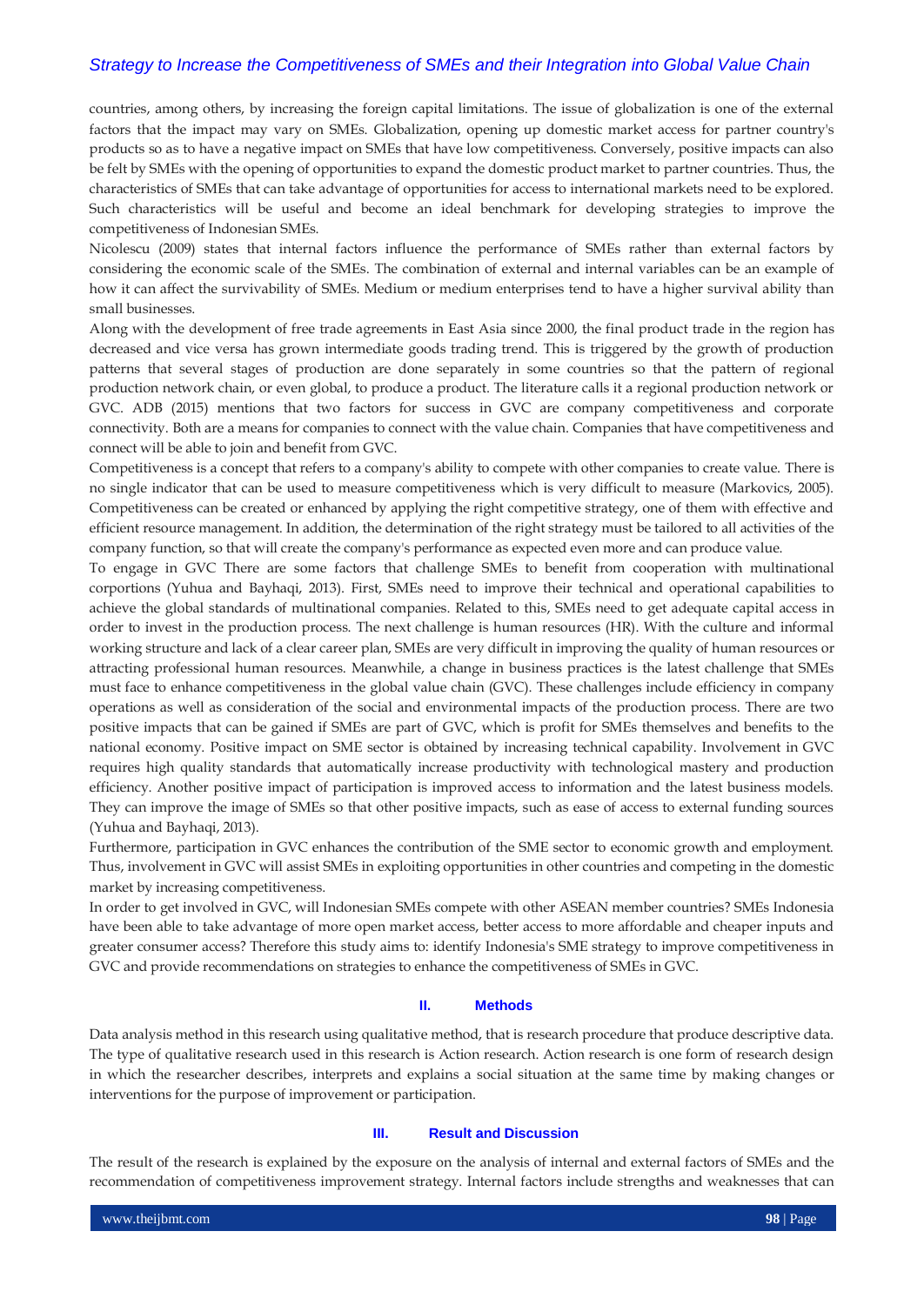countries, among others, by increasing the foreign capital limitations. The issue of globalization is one of the external factors that the impact may vary on SMEs. Globalization, opening up domestic market access for partner country's products so as to have a negative impact on SMEs that have low competitiveness. Conversely, positive impacts can also be felt by SMEs with the opening of opportunities to expand the domestic product market to partner countries. Thus, the characteristics of SMEs that can take advantage of opportunities for access to international markets need to be explored. Such characteristics will be useful and become an ideal benchmark for developing strategies to improve the competitiveness of Indonesian SMEs.

Nicolescu (2009) states that internal factors influence the performance of SMEs rather than external factors by considering the economic scale of the SMEs. The combination of external and internal variables can be an example of how it can affect the survivability of SMEs. Medium or medium enterprises tend to have a higher survival ability than small businesses.

Along with the development of free trade agreements in East Asia since 2000, the final product trade in the region has decreased and vice versa has grown intermediate goods trading trend. This is triggered by the growth of production patterns that several stages of production are done separately in some countries so that the pattern of regional production network chain, or even global, to produce a product. The literature calls it a regional production network or GVC. ADB (2015) mentions that two factors for success in GVC are company competitiveness and corporate connectivity. Both are a means for companies to connect with the value chain. Companies that have competitiveness and connect will be able to join and benefit from GVC.

Competitiveness is a concept that refers to a company's ability to compete with other companies to create value. There is no single indicator that can be used to measure competitiveness which is very difficult to measure (Markovics, 2005). Competitiveness can be created or enhanced by applying the right competitive strategy, one of them with effective and efficient resource management. In addition, the determination of the right strategy must be tailored to all activities of the company function, so that will create the company's performance as expected even more and can produce value.

To engage in GVC There are some factors that challenge SMEs to benefit from cooperation with multinational corportions (Yuhua and Bayhaqi, 2013). First, SMEs need to improve their technical and operational capabilities to achieve the global standards of multinational companies. Related to this, SMEs need to get adequate capital access in order to invest in the production process. The next challenge is human resources (HR). With the culture and informal working structure and lack of a clear career plan, SMEs are very difficult in improving the quality of human resources or attracting professional human resources. Meanwhile, a change in business practices is the latest challenge that SMEs must face to enhance competitiveness in the global value chain (GVC). These challenges include efficiency in company operations as well as consideration of the social and environmental impacts of the production process. There are two positive impacts that can be gained if SMEs are part of GVC, which is profit for SMEs themselves and benefits to the national economy. Positive impact on SME sector is obtained by increasing technical capability. Involvement in GVC requires high quality standards that automatically increase productivity with technological mastery and production efficiency. Another positive impact of participation is improved access to information and the latest business models. They can improve the image of SMEs so that other positive impacts, such as ease of access to external funding sources (Yuhua and Bayhaqi, 2013).

Furthermore, participation in GVC enhances the contribution of the SME sector to economic growth and employment. Thus, involvement in GVC will assist SMEs in exploiting opportunities in other countries and competing in the domestic market by increasing competitiveness.

In order to get involved in GVC, will Indonesian SMEs compete with other ASEAN member countries? SMEs Indonesia have been able to take advantage of more open market access, better access to more affordable and cheaper inputs and greater consumer access? Therefore this study aims to: identify Indonesia's SME strategy to improve competitiveness in GVC and provide recommendations on strategies to enhance the competitiveness of SMEs in GVC.

## II. Methods

Data analysis method in this research using qualitative method, that is research procedure that produce descriptive data. The type of qualitative research used in this research is Action research. Action research is one form of research design in which the researcher describes, interprets and explains a social situation at the same time by making changes or interventions for the purpose of improvement or participation.

## III. Result and Discussion

The result of the research is explained by the exposure on the analysis of internal and external factors of SMEs and the recommendation of competitiveness improvement strategy. Internal factors include strengths and weaknesses that can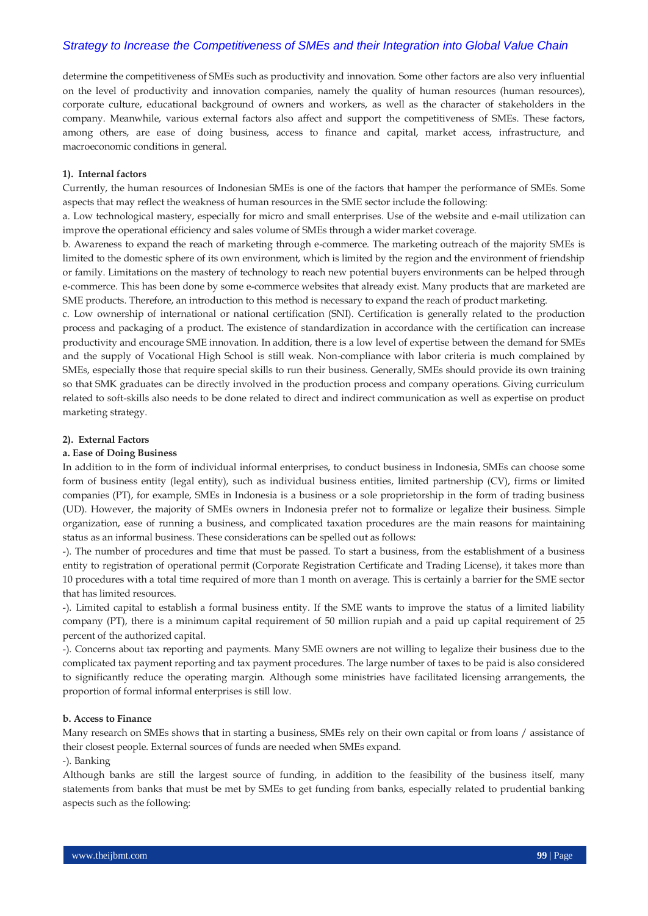determine the competitiveness of SMEs such as productivity and innovation. Some other factors are also very influential on the level of productivity and innovation companies, namely the quality of human resources (human resources), corporate culture, educational background of owners and workers, as well as the character of stakeholders in the company. Meanwhile, various external factors also affect and support the competitiveness of SMEs. These factors, among others, are ease of doing business, access to finance and capital, market access, infrastructure, and macroeconomic conditions in general.

**1). Internal factors**

Currently, the human resources of Indonesian SMEs is one of the factors that hamper the performance of SMEs. Some aspects that may reflect the weakness of human resources in the SME sector include the following:

a. Low technological mastery, especially for micro and small enterprises. Use of the website and e-mail utilization can improve the operational efficiency and sales volume of SMEs through a wider market coverage.

b. Awareness to expand the reach of marketing through e-commerce. The marketing outreach of the majority SMEs is limited to the domestic sphere of its own environment, which is limited by the region and the environment of friendship or family. Limitations on the mastery of technology to reach new potential buyers environments can be helped through e-commerce. This has been done by some e-commerce websites that already exist. Many products that are marketed are SME products. Therefore, an introduction to this method is necessary to expand the reach of product marketing.

c. Low ownership of international or national certification (SNI). Certification is generally related to the production process and packaging of a product. The existence of standardization in accordance with the certification can increase productivity and encourage SME innovation. In addition, there is a low level of expertise between the demand for SMEs and the supply of Vocational High School is still weak. Non-compliance with labor criteria is much complained by SMEs, especially those that require special skills to run their business. Generally, SMEs should provide its own training so that SMK graduates can be directly involved in the production process and company operations. Giving curriculum related to soft-skills also needs to be done related to direct and indirect communication as well as expertise on product marketing strategy.

**2). External Factors**

**a. Ease of Doing Business**

In addition to in the form of individual informal enterprises, to conduct business in Indonesia, SMEs can choose some form of business entity (legal entity), such as individual business entities, limited partnership (CV), firms or limited companies (PT), for example, SMEs in Indonesia is a business or a sole proprietorship in the form of trading business (UD). However, the majority of SMEs owners in Indonesia prefer not to formalize or legalize their business. Simple organization, ease of running a business, and complicated taxation procedures are the main reasons for maintaining status as an informal business. These considerations can be spelled out as follows:

-). The number of procedures and time that must be passed. To start a business, from the establishment of a business entity to registration of operational permit (Corporate Registration Certificate and Trading License), it takes more than 10 procedures with a total time required of more than 1 month on average. This is certainly a barrier for the SME sector that has limited resources.

-). Limited capital to establish a formal business entity. If the SME wants to improve the status of a limited liability company (PT), there is a minimum capital requirement of 50 million rupiah and a paid up capital requirement of 25 percent of the authorized capital.

-). Concerns about tax reporting and payments. Many SME owners are not willing to legalize their business due to the complicated tax payment reporting and tax payment procedures. The large number of taxes to be paid is also considered to significantly reduce the operating margin. Although some ministries have facilitated licensing arrangements, the proportion of formal informal enterprises is still low.

**b. Access to Finance**

Many research on SMEs shows that in starting a business, SMEs rely on their own capital or from loans / assistance of their closest people. External sources of funds are needed when SMEs expand.

-). Banking

Although banks are still the largest source of funding, in addition to the feasibility of the business itself, many statements from banks that must be met by SMEs to get funding from banks, especially related to prudential banking aspects such as the following: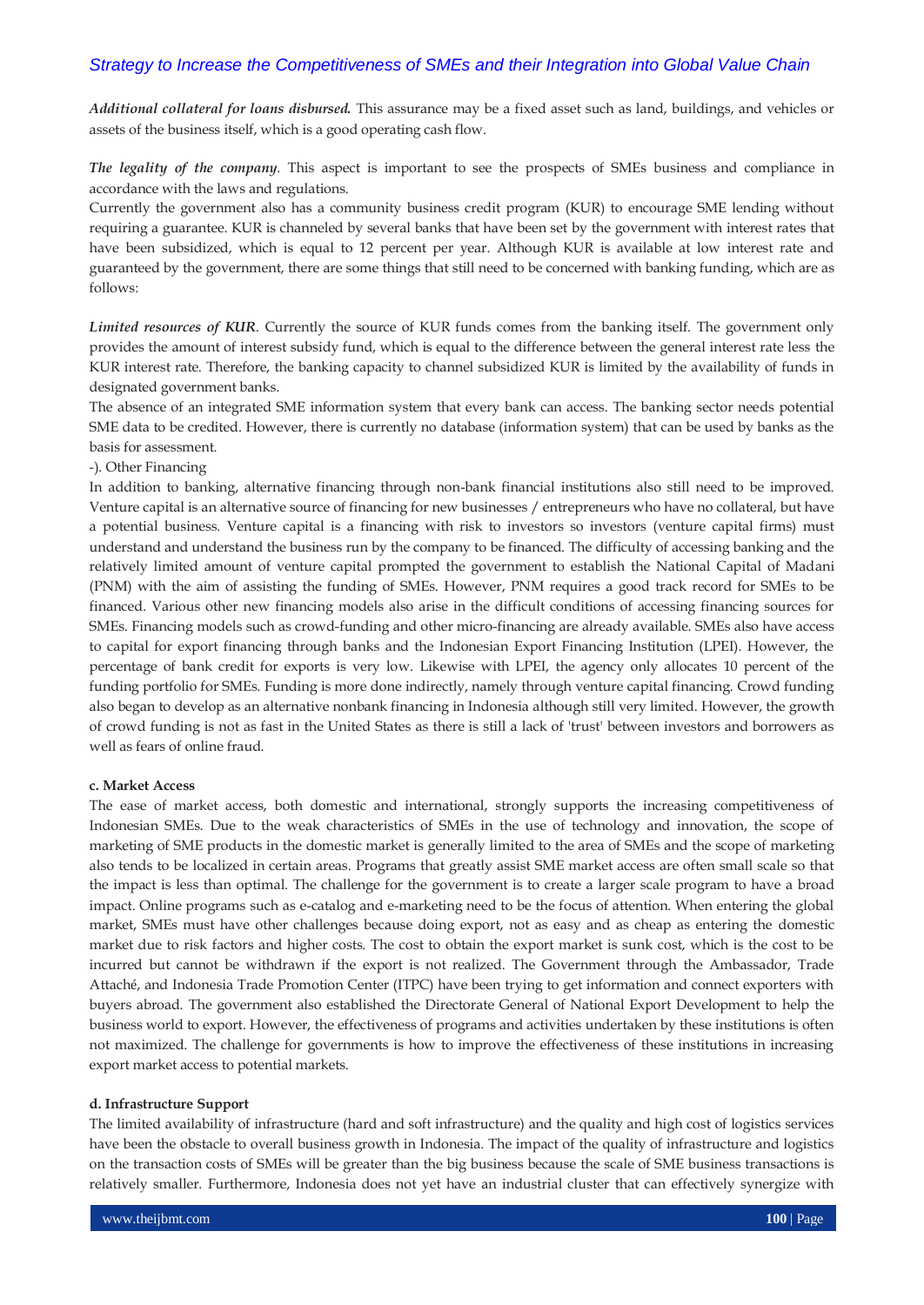***Additional collateral for loans disbursed.*** This assurance may be a fixed asset such as land, buildings, and vehicles or assets of the business itself, which is a good operating cash flow.

***The legality of the company***. This aspect is important to see the prospects of SMEs business and compliance in accordance with the laws and regulations.

Currently the government also has a community business credit program (KUR) to encourage SME lending without requiring a guarantee. KUR is channeled by several banks that have been set by the government with interest rates that have been subsidized, which is equal to 12 percent per year. Although KUR is available at low interest rate and guaranteed by the government, there are some things that still need to be concerned with banking funding, which are as follows:

***Limited resources of KUR***. Currently the source of KUR funds comes from the banking itself. The government only provides the amount of interest subsidy fund, which is equal to the difference between the general interest rate less the KUR interest rate. Therefore, the banking capacity to channel subsidized KUR is limited by the availability of funds in designated government banks.

The absence of an integrated SME information system that every bank can access. The banking sector needs potential SME data to be credited. However, there is currently no database (information system) that can be used by banks as the basis for assessment.

-). Other Financing

In addition to banking, alternative financing through non-bank financial institutions also still need to be improved. Venture capital is an alternative source of financing for new businesses / entrepreneurs who have no collateral, but have a potential business. Venture capital is a financing with risk to investors so investors (venture capital firms) must understand and understand the business run by the company to be financed. The difficulty of accessing banking and the relatively limited amount of venture capital prompted the government to establish the National Capital of Madani (PNM) with the aim of assisting the funding of SMEs. However, PNM requires a good track record for SMEs to be financed. Various other new financing models also arise in the difficult conditions of accessing financing sources for SMEs. Financing models such as crowd-funding and other micro-financing are already available. SMEs also have access to capital for export financing through banks and the Indonesian Export Financing Institution (LPEI). However, the percentage of bank credit for exports is very low. Likewise with LPEI, the agency only allocates 10 percent of the funding portfolio for SMEs. Funding is more done indirectly, namely through venture capital financing. Crowd funding also began to develop as an alternative nonbank financing in Indonesia although still very limited. However, the growth of crowd funding is not as fast in the United States as there is still a lack of 'trust' between investors and borrowers as well as fears of online fraud.

**c. Market Access**

The ease of market access, both domestic and international, strongly supports the increasing competitiveness of Indonesian SMEs. Due to the weak characteristics of SMEs in the use of technology and innovation, the scope of marketing of SME products in the domestic market is generally limited to the area of SMEs and the scope of marketing also tends to be localized in certain areas. Programs that greatly assist SME market access are often small scale so that the impact is less than optimal. The challenge for the government is to create a larger scale program to have a broad impact. Online programs such as e-catalog and e-marketing need to be the focus of attention. When entering the global market, SMEs must have other challenges because doing export, not as easy and as cheap as entering the domestic market due to risk factors and higher costs. The cost to obtain the export market is sunk cost, which is the cost to be incurred but cannot be withdrawn if the export is not realized. The Government through the Ambassador, Trade Attaché, and Indonesia Trade Promotion Center (ITPC) have been trying to get information and connect exporters with buyers abroad. The government also established the Directorate General of National Export Development to help the business world to export. However, the effectiveness of programs and activities undertaken by these institutions is often not maximized. The challenge for governments is how to improve the effectiveness of these institutions in increasing export market access to potential markets.

**d. Infrastructure Support**

The limited availability of infrastructure (hard and soft infrastructure) and the quality and high cost of logistics services have been the obstacle to overall business growth in Indonesia. The impact of the quality of infrastructure and logistics on the transaction costs of SMEs will be greater than the big business because the scale of SME business transactions is relatively smaller. Furthermore, Indonesia does not yet have an industrial cluster that can effectively synergize with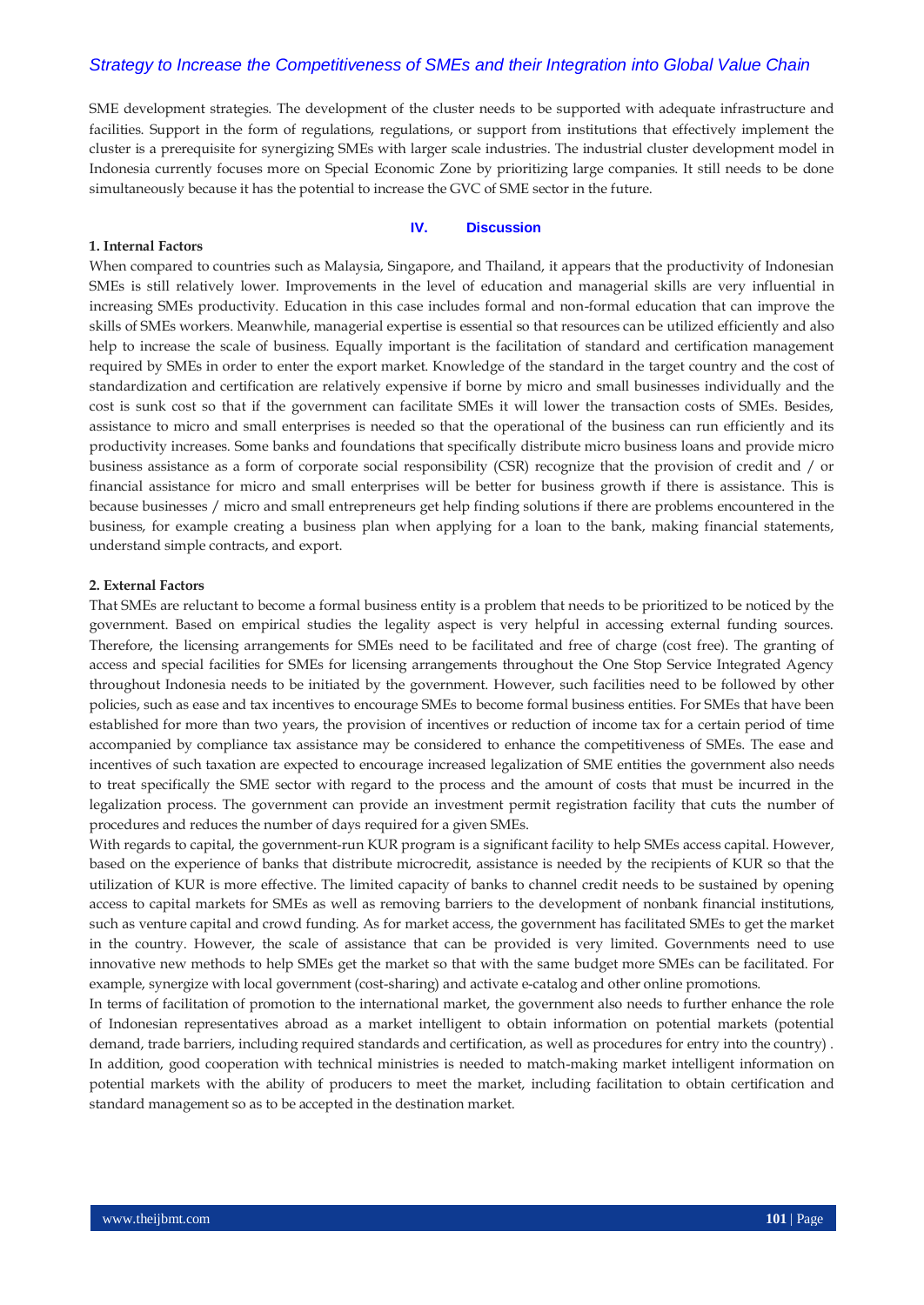SME development strategies. The development of the cluster needs to be supported with adequate infrastructure and facilities. Support in the form of regulations, regulations, or support from institutions that effectively implement the cluster is a prerequisite for synergizing SMEs with larger scale industries. The industrial cluster development model in Indonesia currently focuses more on Special Economic Zone by prioritizing large companies. It still needs to be done simultaneously because it has the potential to increase the GVC of SME sector in the future.

## IV. Discussion

### 1. Internal Factors

When compared to countries such as Malaysia, Singapore, and Thailand, it appears that the productivity of Indonesian SMEs is still relatively lower. Improvements in the level of education and managerial skills are very influential in increasing SMEs productivity. Education in this case includes formal and non-formal education that can improve the skills of SMEs workers. Meanwhile, managerial expertise is essential so that resources can be utilized efficiently and also help to increase the scale of business. Equally important is the facilitation of standard and certification management required by SMEs in order to enter the export market. Knowledge of the standard in the target country and the cost of standardization and certification are relatively expensive if borne by micro and small businesses individually and the cost is sunk cost so that if the government can facilitate SMEs it will lower the transaction costs of SMEs. Besides, assistance to micro and small enterprises is needed so that the operational of the business can run efficiently and its productivity increases. Some banks and foundations that specifically distribute micro business loans and provide micro business assistance as a form of corporate social responsibility (CSR) recognize that the provision of credit and / or financial assistance for micro and small enterprises will be better for business growth if there is assistance. This is because businesses / micro and small entrepreneurs get help finding solutions if there are problems encountered in the business, for example creating a business plan when applying for a loan to the bank, making financial statements, understand simple contracts, and export.

### 2. External Factors

That SMEs are reluctant to become a formal business entity is a problem that needs to be prioritized to be noticed by the government. Based on empirical studies the legality aspect is very helpful in accessing external funding sources. Therefore, the licensing arrangements for SMEs need to be facilitated and free of charge (cost free). The granting of access and special facilities for SMEs for licensing arrangements throughout the One Stop Service Integrated Agency throughout Indonesia needs to be initiated by the government. However, such facilities need to be followed by other policies, such as ease and tax incentives to encourage SMEs to become formal business entities. For SMEs that have been established for more than two years, the provision of incentives or reduction of income tax for a certain period of time accompanied by compliance tax assistance may be considered to enhance the competitiveness of SMEs. The ease and incentives of such taxation are expected to encourage increased legalization of SME entities the government also needs to treat specifically the SME sector with regard to the process and the amount of costs that must be incurred in the legalization process. The government can provide an investment permit registration facility that cuts the number of procedures and reduces the number of days required for a given SMEs.

With regards to capital, the government-run KUR program is a significant facility to help SMEs access capital. However, based on the experience of banks that distribute microcredit, assistance is needed by the recipients of KUR so that the utilization of KUR is more effective. The limited capacity of banks to channel credit needs to be sustained by opening access to capital markets for SMEs as well as removing barriers to the development of nonbank financial institutions, such as venture capital and crowd funding. As for market access, the government has facilitated SMEs to get the market in the country. However, the scale of assistance that can be provided is very limited. Governments need to use innovative new methods to help SMEs get the market so that with the same budget more SMEs can be facilitated. For example, synergize with local government (cost-sharing) and activate e-catalog and other online promotions.

In terms of facilitation of promotion to the international market, the government also needs to further enhance the role of Indonesian representatives abroad as a market intelligent to obtain information on potential markets (potential demand, trade barriers, including required standards and certification, as well as procedures for entry into the country) . In addition, good cooperation with technical ministries is needed to match-making market intelligent information on potential markets with the ability of producers to meet the market, including facilitation to obtain certification and standard management so as to be accepted in the destination market.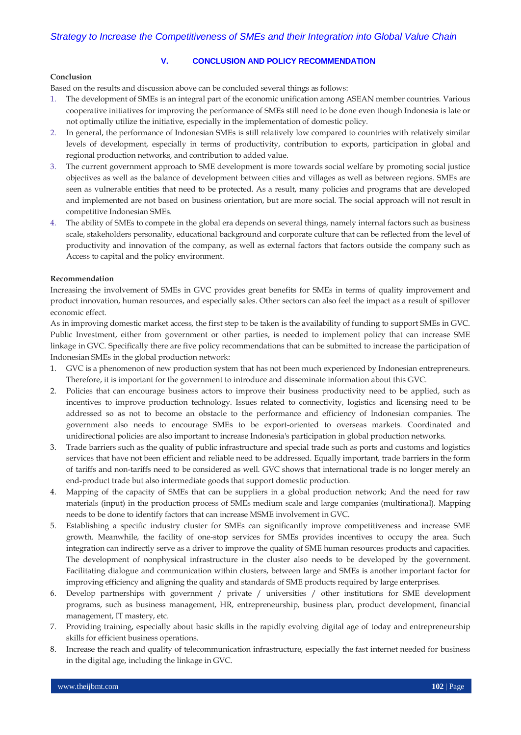## V. CONCLUSION AND POLICY RECOMMENDATION

**Conclusion**

Based on the results and discussion above can be concluded several things as follows:

1. The development of SMEs is an integral part of the economic unification among ASEAN member countries. Various cooperative initiatives for improving the performance of SMEs still need to be done even though Indonesia is late or not optimally utilize the initiative, especially in the implementation of domestic policy.
2. In general, the performance of Indonesian SMEs is still relatively low compared to countries with relatively similar levels of development, especially in terms of productivity, contribution to exports, participation in global and regional production networks, and contribution to added value.
3. The current government approach to SME development is more towards social welfare by promoting social justice objectives as well as the balance of development between cities and villages as well as between regions. SMEs are seen as vulnerable entities that need to be protected. As a result, many policies and programs that are developed and implemented are not based on business orientation, but are more social. The social approach will not result in competitive Indonesian SMEs.
4. The ability of SMEs to compete in the global era depends on several things, namely internal factors such as business scale, stakeholders personality, educational background and corporate culture that can be reflected from the level of productivity and innovation of the company, as well as external factors that factors outside the company such as Access to capital and the policy environment.

**Recommendation**

Increasing the involvement of SMEs in GVC provides great benefits for SMEs in terms of quality improvement and product innovation, human resources, and especially sales. Other sectors can also feel the impact as a result of spillover economic effect.

As in improving domestic market access, the first step to be taken is the availability of funding to support SMEs in GVC. Public Investment, either from government or other parties, is needed to implement policy that can increase SME linkage in GVC. Specifically there are five policy recommendations that can be submitted to increase the participation of Indonesian SMEs in the global production network:

1. GVC is a phenomenon of new production system that has not been much experienced by Indonesian entrepreneurs. Therefore, it is important for the government to introduce and disseminate information about this GVC.
2. Policies that can encourage business actors to improve their business productivity need to be applied, such as incentives to improve production technology. Issues related to connectivity, logistics and licensing need to be addressed so as not to become an obstacle to the performance and efficiency of Indonesian companies. The government also needs to encourage SMEs to be export-oriented to overseas markets. Coordinated and unidirectional policies are also important to increase Indonesia's participation in global production networks.
3. Trade barriers such as the quality of public infrastructure and special trade such as ports and customs and logistics services that have not been efficient and reliable need to be addressed. Equally important, trade barriers in the form of tariffs and non-tariffs need to be considered as well. GVC shows that international trade is no longer merely an end-product trade but also intermediate goods that support domestic production.
4. Mapping of the capacity of SMEs that can be suppliers in a global production network; And the need for raw materials (input) in the production process of SMEs medium scale and large companies (multinational). Mapping needs to be done to identify factors that can increase MSME involvement in GVC.
5. Establishing a specific industry cluster for SMEs can significantly improve competitiveness and increase SME growth. Meanwhile, the facility of one-stop services for SMEs provides incentives to occupy the area. Such integration can indirectly serve as a driver to improve the quality of SME human resources products and capacities. The development of nonphysical infrastructure in the cluster also needs to be developed by the government. Facilitating dialogue and communication within clusters, between large and SMEs is another important factor for improving efficiency and aligning the quality and standards of SME products required by large enterprises.
6. Develop partnerships with government / private / universities / other institutions for SME development programs, such as business management, HR, entrepreneurship, business plan, product development, financial management, IT mastery, etc.
7. Providing training, especially about basic skills in the rapidly evolving digital age of today and entrepreneurship skills for efficient business operations.
8. Increase the reach and quality of telecommunication infrastructure, especially the fast internet needed for business in the digital age, including the linkage in GVC.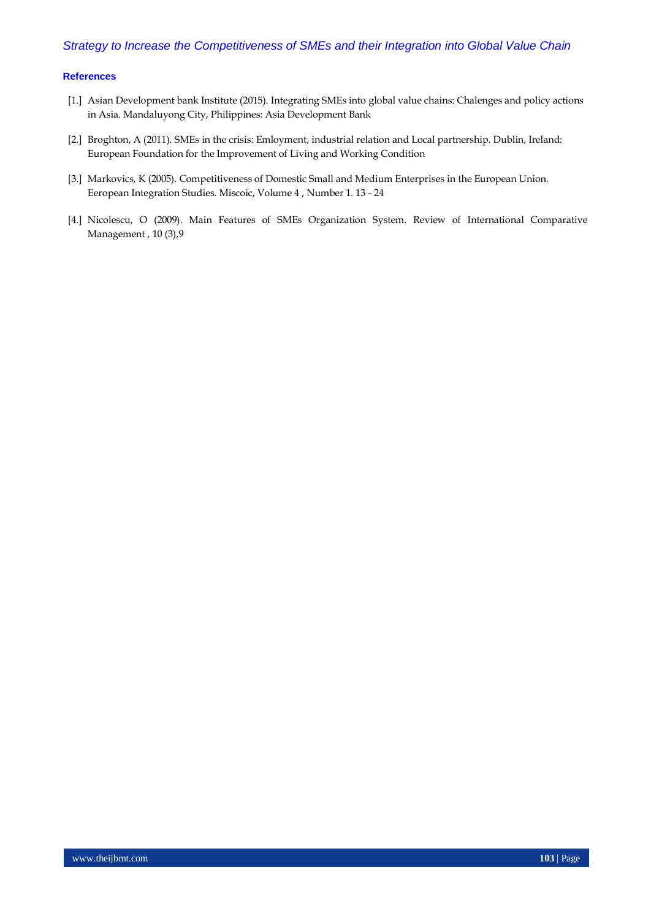## References

[1.] Asian Development bank Institute (2015). Integrating SMEs into global value chains: Chalenges and policy actions in Asia. Mandaluyong City, Philippines: Asia Development Bank

[2.] Broghton, A (2011). SMEs in the crisis: Emloyment, industrial relation and Local partnership. Dublin, Ireland: European Foundation for the Improvement of Living and Working Condition

[3.] Markovics, K (2005). Competitiveness of Domestic Small and Medium Enterprises in the European Union. Eeropean Integration Studies. Miscoic, Volume 4 , Number 1. 13 - 24

[4.] Nicolescu, O (2009). Main Features of SMEs Organization System. Review of International Comparative Management , 10 (3),9